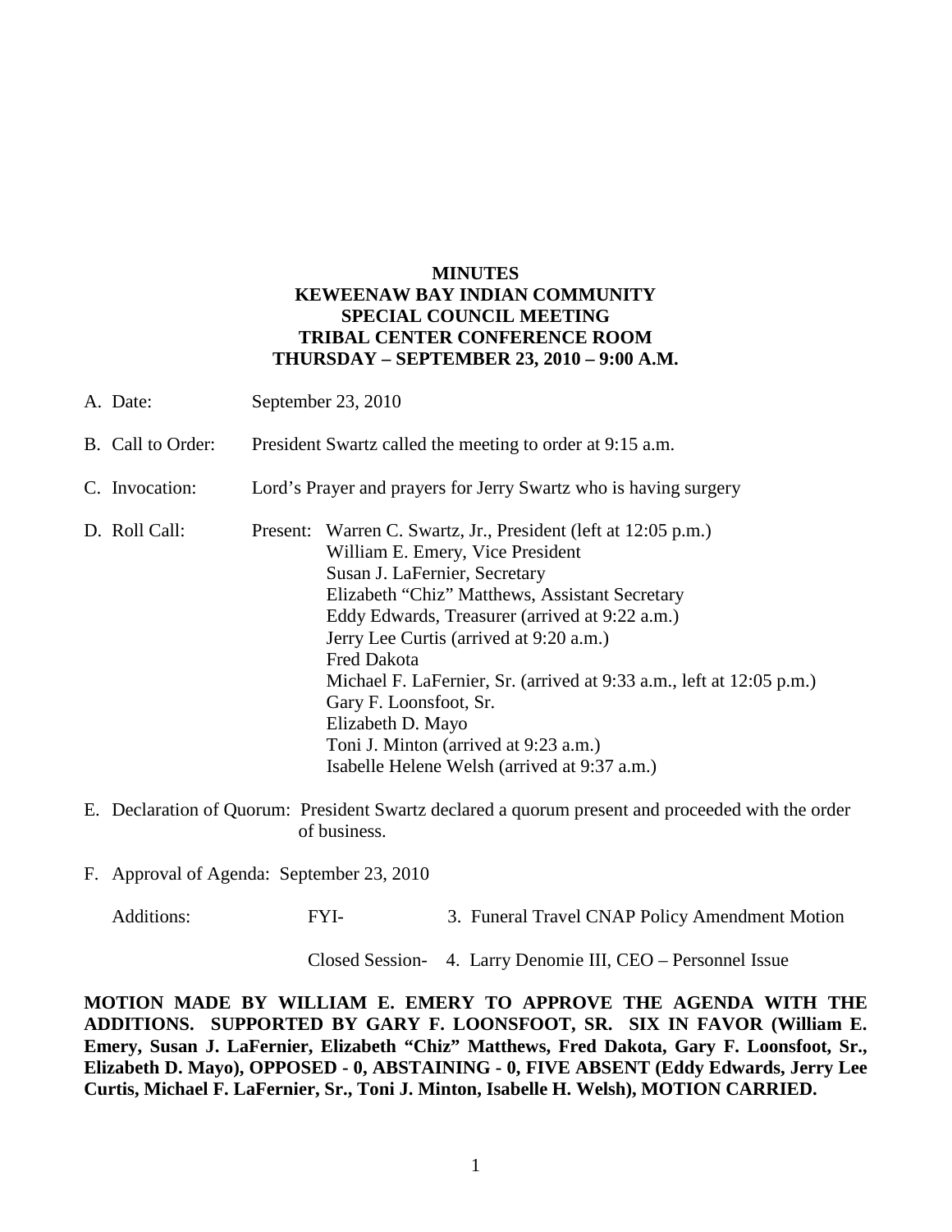**MINUTES**
**KEWEENAW BAY INDIAN COMMUNITY**
**SPECIAL COUNCIL MEETING**
**TRIBAL CENTER CONFERENCE ROOM**
**THURSDAY – SEPTEMBER 23, 2010 – 9:00 A.M.**

A. Date: September 23, 2010

B. Call to Order: President Swartz called the meeting to order at 9:15 a.m.

C. Invocation: Lord's Prayer and prayers for Jerry Swartz who is having surgery

D. Roll Call: Present:
- Warren C. Swartz, Jr., President (left at 12:05 p.m.)
- William E. Emery, Vice President
- Susan J. LaFernier, Secretary
- Elizabeth "Chiz" Matthews, Assistant Secretary
- Eddy Edwards, Treasurer (arrived at 9:22 a.m.)
- Jerry Lee Curtis (arrived at 9:20 a.m.)
- Fred Dakota
- Michael F. LaFernier, Sr. (arrived at 9:33 a.m., left at 12:05 p.m.)
- Gary F. Loonsfoot, Sr.
- Elizabeth D. Mayo
- Toni J. Minton (arrived at 9:23 a.m.)
- Isabelle Helene Welsh (arrived at 9:37 a.m.)

E. Declaration of Quorum: President Swartz declared a quorum present and proceeded with the order of business.

F. Approval of Agenda: September 23, 2010

Additions: FYI- 3. Funeral Travel CNAP Policy Amendment Motion

Closed Session- 4. Larry Denomie III, CEO – Personnel Issue

**MOTION MADE BY WILLIAM E. EMERY TO APPROVE THE AGENDA WITH THE ADDITIONS. SUPPORTED BY GARY F. LOONSFOOT, SR. SIX IN FAVOR (William E. Emery, Susan J. LaFernier, Elizabeth "Chiz" Matthews, Fred Dakota, Gary F. Loonsfoot, Sr., Elizabeth D. Mayo), OPPOSED - 0, ABSTAINING - 0, FIVE ABSENT (Eddy Edwards, Jerry Lee Curtis, Michael F. LaFernier, Sr., Toni J. Minton, Isabelle H. Welsh), MOTION CARRIED.**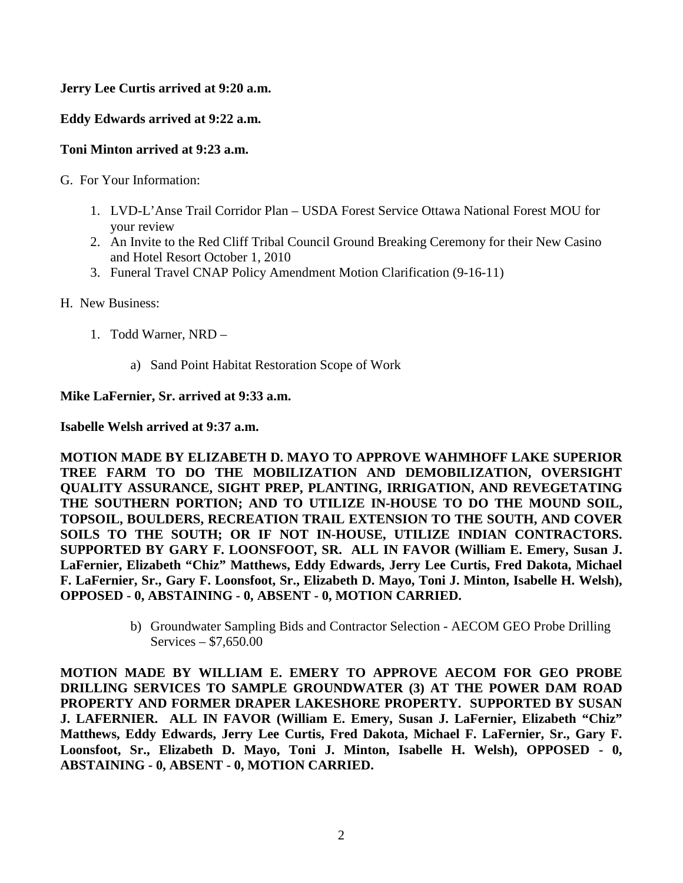**Jerry Lee Curtis arrived at 9:20 a.m.**

**Eddy Edwards arrived at 9:22 a.m.**

**Toni Minton arrived at 9:23 a.m.**

G. For Your Information:

1. LVD-L'Anse Trail Corridor Plan – USDA Forest Service Ottawa National Forest MOU for your review
2. An Invite to the Red Cliff Tribal Council Ground Breaking Ceremony for their New Casino and Hotel Resort October 1, 2010
3. Funeral Travel CNAP Policy Amendment Motion Clarification (9-16-11)

H. New Business:

1. Todd Warner, NRD –

    a) Sand Point Habitat Restoration Scope of Work

**Mike LaFernier, Sr. arrived at 9:33 a.m.**

**Isabelle Welsh arrived at 9:37 a.m.**

**MOTION MADE BY ELIZABETH D. MAYO TO APPROVE WAHMHOFF LAKE SUPERIOR TREE FARM TO DO THE MOBILIZATION AND DEMOBILIZATION, OVERSIGHT QUALITY ASSURANCE, SIGHT PREP, PLANTING, IRRIGATION, AND REVEGETATING THE SOUTHERN PORTION; AND TO UTILIZE IN-HOUSE TO DO THE MOUND SOIL, TOPSOIL, BOULDERS, RECREATION TRAIL EXTENSION TO THE SOUTH, AND COVER SOILS TO THE SOUTH; OR IF NOT IN-HOUSE, UTILIZE INDIAN CONTRACTORS. SUPPORTED BY GARY F. LOONSFOOT, SR. ALL IN FAVOR (William E. Emery, Susan J. LaFernier, Elizabeth "Chiz" Matthews, Eddy Edwards, Jerry Lee Curtis, Fred Dakota, Michael F. LaFernier, Sr., Gary F. Loonsfoot, Sr., Elizabeth D. Mayo, Toni J. Minton, Isabelle H. Welsh), OPPOSED - 0, ABSTAINING - 0, ABSENT - 0, MOTION CARRIED.**

    b) Groundwater Sampling Bids and Contractor Selection - AECOM GEO Probe Drilling Services – $7,650.00

**MOTION MADE BY WILLIAM E. EMERY TO APPROVE AECOM FOR GEO PROBE DRILLING SERVICES TO SAMPLE GROUNDWATER (3) AT THE POWER DAM ROAD PROPERTY AND FORMER DRAPER LAKESHORE PROPERTY. SUPPORTED BY SUSAN J. LAFERNIER. ALL IN FAVOR (William E. Emery, Susan J. LaFernier, Elizabeth "Chiz" Matthews, Eddy Edwards, Jerry Lee Curtis, Fred Dakota, Michael F. LaFernier, Sr., Gary F. Loonsfoot, Sr., Elizabeth D. Mayo, Toni J. Minton, Isabelle H. Welsh), OPPOSED - 0, ABSTAINING - 0, ABSENT - 0, MOTION CARRIED.**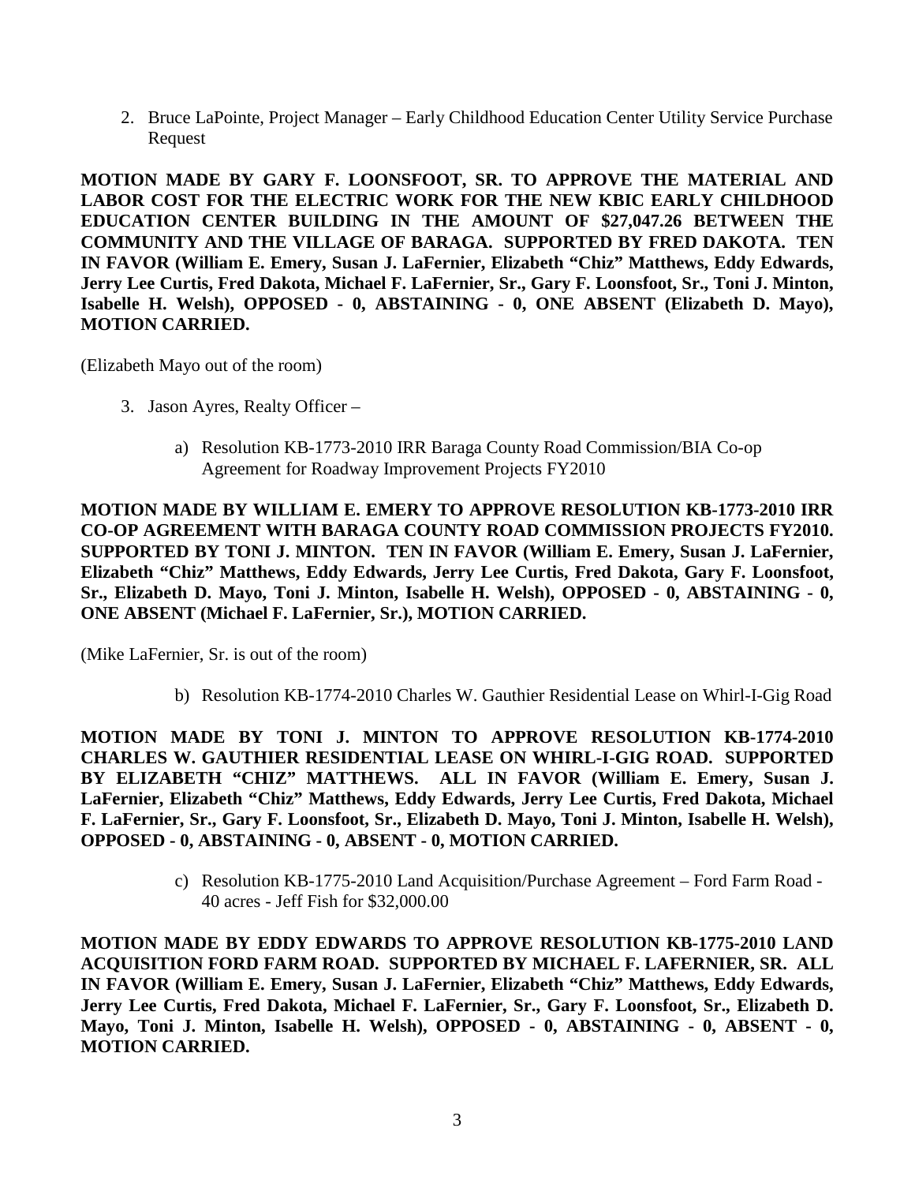2. Bruce LaPointe, Project Manager – Early Childhood Education Center Utility Service Purchase Request

**MOTION MADE BY GARY F. LOONSFOOT, SR. TO APPROVE THE MATERIAL AND LABOR COST FOR THE ELECTRIC WORK FOR THE NEW KBIC EARLY CHILDHOOD EDUCATION CENTER BUILDING IN THE AMOUNT OF $27,047.26 BETWEEN THE COMMUNITY AND THE VILLAGE OF BARAGA. SUPPORTED BY FRED DAKOTA. TEN IN FAVOR (William E. Emery, Susan J. LaFernier, Elizabeth "Chiz" Matthews, Eddy Edwards, Jerry Lee Curtis, Fred Dakota, Michael F. LaFernier, Sr., Gary F. Loonsfoot, Sr., Toni J. Minton, Isabelle H. Welsh), OPPOSED - 0, ABSTAINING - 0, ONE ABSENT (Elizabeth D. Mayo), MOTION CARRIED.**

(Elizabeth Mayo out of the room)

3. Jason Ayres, Realty Officer –

   a) Resolution KB-1773-2010 IRR Baraga County Road Commission/BIA Co-op Agreement for Roadway Improvement Projects FY2010

**MOTION MADE BY WILLIAM E. EMERY TO APPROVE RESOLUTION KB-1773-2010 IRR CO-OP AGREEMENT WITH BARAGA COUNTY ROAD COMMISSION PROJECTS FY2010. SUPPORTED BY TONI J. MINTON. TEN IN FAVOR (William E. Emery, Susan J. LaFernier, Elizabeth "Chiz" Matthews, Eddy Edwards, Jerry Lee Curtis, Fred Dakota, Gary F. Loonsfoot, Sr., Elizabeth D. Mayo, Toni J. Minton, Isabelle H. Welsh), OPPOSED - 0, ABSTAINING - 0, ONE ABSENT (Michael F. LaFernier, Sr.), MOTION CARRIED.**

(Mike LaFernier, Sr. is out of the room)

   b) Resolution KB-1774-2010 Charles W. Gauthier Residential Lease on Whirl-I-Gig Road

**MOTION MADE BY TONI J. MINTON TO APPROVE RESOLUTION KB-1774-2010 CHARLES W. GAUTHIER RESIDENTIAL LEASE ON WHIRL-I-GIG ROAD. SUPPORTED BY ELIZABETH "CHIZ" MATTHEWS. ALL IN FAVOR (William E. Emery, Susan J. LaFernier, Elizabeth "Chiz" Matthews, Eddy Edwards, Jerry Lee Curtis, Fred Dakota, Michael F. LaFernier, Sr., Gary F. Loonsfoot, Sr., Elizabeth D. Mayo, Toni J. Minton, Isabelle H. Welsh), OPPOSED - 0, ABSTAINING - 0, ABSENT - 0, MOTION CARRIED.**

   c) Resolution KB-1775-2010 Land Acquisition/Purchase Agreement – Ford Farm Road - 40 acres - Jeff Fish for $32,000.00

**MOTION MADE BY EDDY EDWARDS TO APPROVE RESOLUTION KB-1775-2010 LAND ACQUISITION FORD FARM ROAD. SUPPORTED BY MICHAEL F. LAFERNIER, SR. ALL IN FAVOR (William E. Emery, Susan J. LaFernier, Elizabeth "Chiz" Matthews, Eddy Edwards, Jerry Lee Curtis, Fred Dakota, Michael F. LaFernier, Sr., Gary F. Loonsfoot, Sr., Elizabeth D. Mayo, Toni J. Minton, Isabelle H. Welsh), OPPOSED - 0, ABSTAINING - 0, ABSENT - 0, MOTION CARRIED.**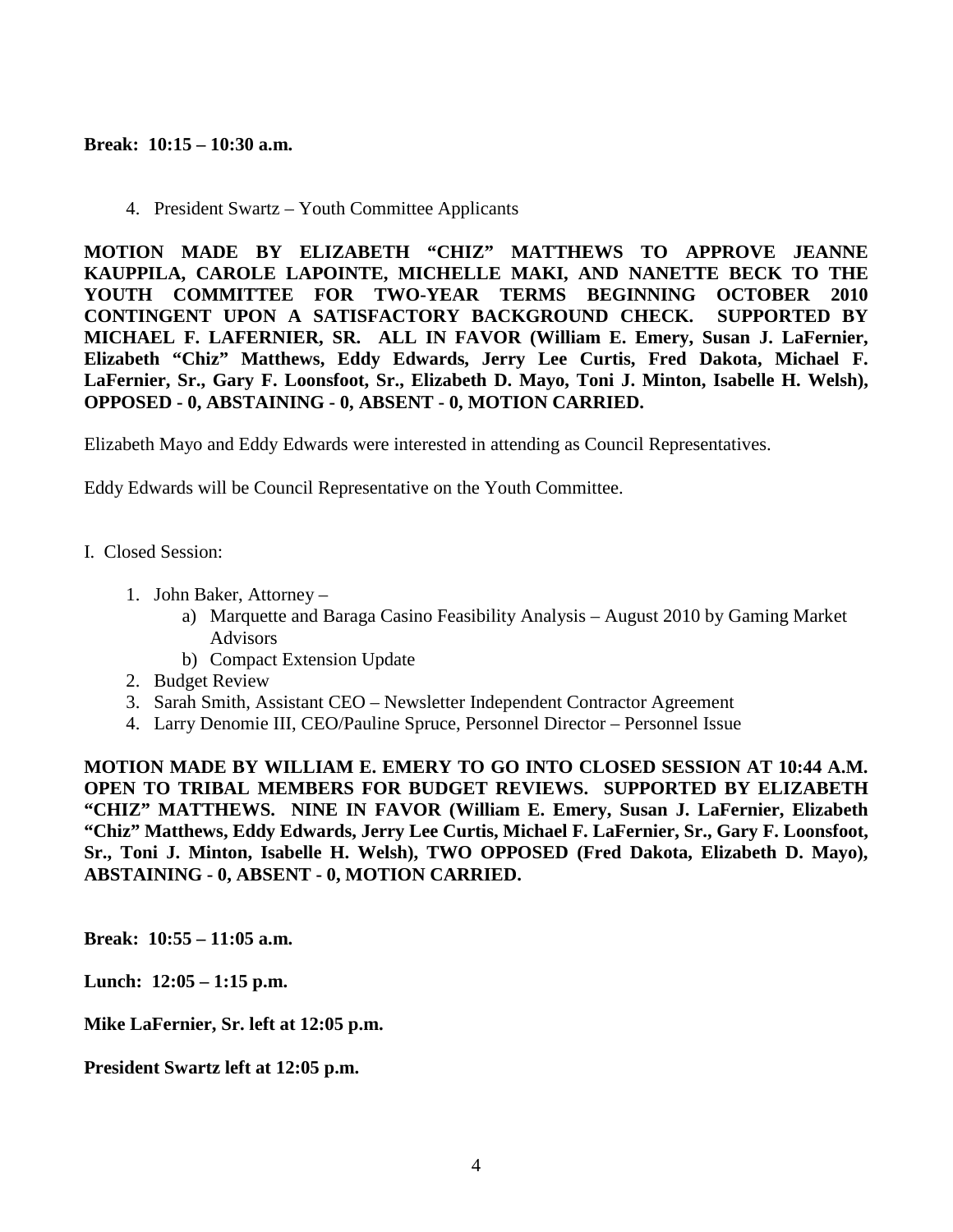**Break: 10:15 – 10:30 a.m.**

4. President Swartz – Youth Committee Applicants

**MOTION MADE BY ELIZABETH "CHIZ" MATTHEWS TO APPROVE JEANNE KAUPPILA, CAROLE LAPOINTE, MICHELLE MAKI, AND NANETTE BECK TO THE YOUTH COMMITTEE FOR TWO-YEAR TERMS BEGINNING OCTOBER 2010 CONTINGENT UPON A SATISFACTORY BACKGROUND CHECK. SUPPORTED BY MICHAEL F. LAFERNIER, SR. ALL IN FAVOR (William E. Emery, Susan J. LaFernier, Elizabeth "Chiz" Matthews, Eddy Edwards, Jerry Lee Curtis, Fred Dakota, Michael F. LaFernier, Sr., Gary F. Loonsfoot, Sr., Elizabeth D. Mayo, Toni J. Minton, Isabelle H. Welsh), OPPOSED - 0, ABSTAINING - 0, ABSENT - 0, MOTION CARRIED.**

Elizabeth Mayo and Eddy Edwards were interested in attending as Council Representatives.

Eddy Edwards will be Council Representative on the Youth Committee.

I. Closed Session:

1. John Baker, Attorney –
   a) Marquette and Baraga Casino Feasibility Analysis – August 2010 by Gaming Market Advisors
   b) Compact Extension Update
2. Budget Review
3. Sarah Smith, Assistant CEO – Newsletter Independent Contractor Agreement
4. Larry Denomie III, CEO/Pauline Spruce, Personnel Director – Personnel Issue

**MOTION MADE BY WILLIAM E. EMERY TO GO INTO CLOSED SESSION AT 10:44 A.M. OPEN TO TRIBAL MEMBERS FOR BUDGET REVIEWS. SUPPORTED BY ELIZABETH "CHIZ" MATTHEWS. NINE IN FAVOR (William E. Emery, Susan J. LaFernier, Elizabeth "Chiz" Matthews, Eddy Edwards, Jerry Lee Curtis, Michael F. LaFernier, Sr., Gary F. Loonsfoot, Sr., Toni J. Minton, Isabelle H. Welsh), TWO OPPOSED (Fred Dakota, Elizabeth D. Mayo), ABSTAINING - 0, ABSENT - 0, MOTION CARRIED.**

**Break: 10:55 – 11:05 a.m.**

**Lunch: 12:05 – 1:15 p.m.**

**Mike LaFernier, Sr. left at 12:05 p.m.**

**President Swartz left at 12:05 p.m.**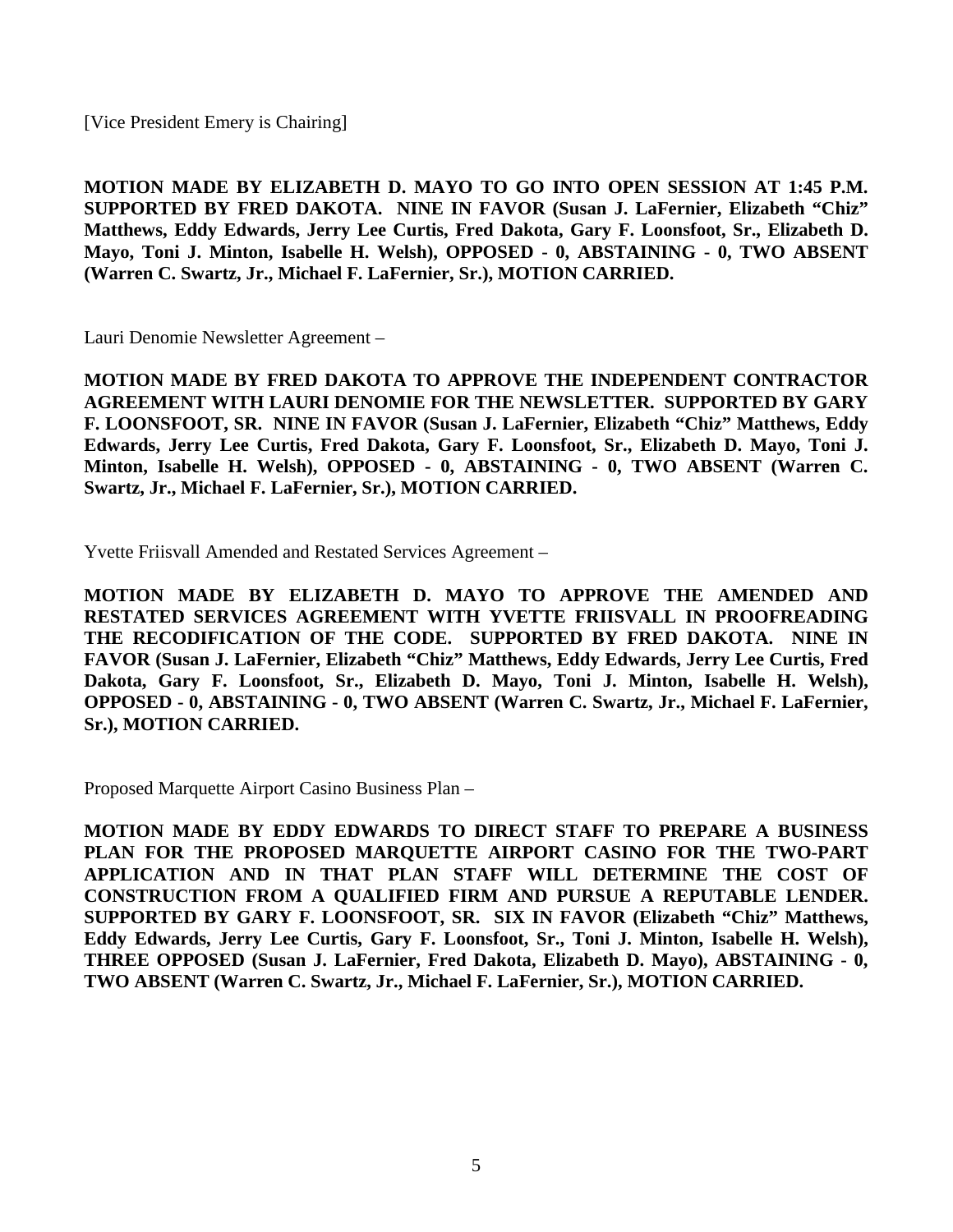[Vice President Emery is Chairing]

**MOTION MADE BY ELIZABETH D. MAYO TO GO INTO OPEN SESSION AT 1:45 P.M. SUPPORTED BY FRED DAKOTA. NINE IN FAVOR (Susan J. LaFernier, Elizabeth "Chiz" Matthews, Eddy Edwards, Jerry Lee Curtis, Fred Dakota, Gary F. Loonsfoot, Sr., Elizabeth D. Mayo, Toni J. Minton, Isabelle H. Welsh), OPPOSED - 0, ABSTAINING - 0, TWO ABSENT (Warren C. Swartz, Jr., Michael F. LaFernier, Sr.), MOTION CARRIED.**

Lauri Denomie Newsletter Agreement –

**MOTION MADE BY FRED DAKOTA TO APPROVE THE INDEPENDENT CONTRACTOR AGREEMENT WITH LAURI DENOMIE FOR THE NEWSLETTER. SUPPORTED BY GARY F. LOONSFOOT, SR. NINE IN FAVOR (Susan J. LaFernier, Elizabeth "Chiz" Matthews, Eddy Edwards, Jerry Lee Curtis, Fred Dakota, Gary F. Loonsfoot, Sr., Elizabeth D. Mayo, Toni J. Minton, Isabelle H. Welsh), OPPOSED - 0, ABSTAINING - 0, TWO ABSENT (Warren C. Swartz, Jr., Michael F. LaFernier, Sr.), MOTION CARRIED.**

Yvette Friisvall Amended and Restated Services Agreement –

**MOTION MADE BY ELIZABETH D. MAYO TO APPROVE THE AMENDED AND RESTATED SERVICES AGREEMENT WITH YVETTE FRIISVALL IN PROOFREADING THE RECODIFICATION OF THE CODE. SUPPORTED BY FRED DAKOTA. NINE IN FAVOR (Susan J. LaFernier, Elizabeth "Chiz" Matthews, Eddy Edwards, Jerry Lee Curtis, Fred Dakota, Gary F. Loonsfoot, Sr., Elizabeth D. Mayo, Toni J. Minton, Isabelle H. Welsh), OPPOSED - 0, ABSTAINING - 0, TWO ABSENT (Warren C. Swartz, Jr., Michael F. LaFernier, Sr.), MOTION CARRIED.**

Proposed Marquette Airport Casino Business Plan –

**MOTION MADE BY EDDY EDWARDS TO DIRECT STAFF TO PREPARE A BUSINESS PLAN FOR THE PROPOSED MARQUETTE AIRPORT CASINO FOR THE TWO-PART APPLICATION AND IN THAT PLAN STAFF WILL DETERMINE THE COST OF CONSTRUCTION FROM A QUALIFIED FIRM AND PURSUE A REPUTABLE LENDER. SUPPORTED BY GARY F. LOONSFOOT, SR. SIX IN FAVOR (Elizabeth "Chiz" Matthews, Eddy Edwards, Jerry Lee Curtis, Gary F. Loonsfoot, Sr., Toni J. Minton, Isabelle H. Welsh), THREE OPPOSED (Susan J. LaFernier, Fred Dakota, Elizabeth D. Mayo), ABSTAINING - 0, TWO ABSENT (Warren C. Swartz, Jr., Michael F. LaFernier, Sr.), MOTION CARRIED.**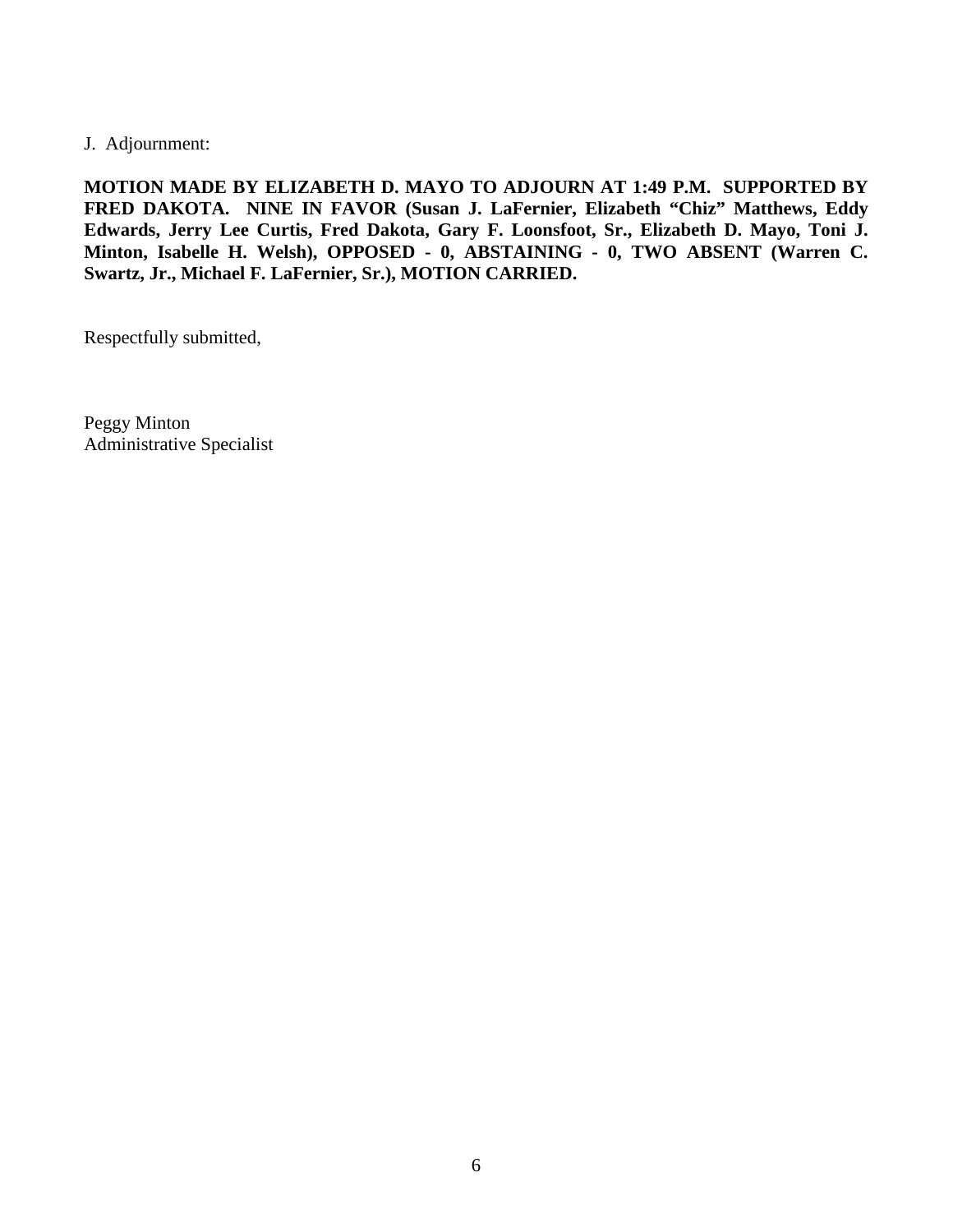J. Adjournment:

**MOTION MADE BY ELIZABETH D. MAYO TO ADJOURN AT 1:49 P.M. SUPPORTED BY FRED DAKOTA. NINE IN FAVOR (Susan J. LaFernier, Elizabeth "Chiz" Matthews, Eddy Edwards, Jerry Lee Curtis, Fred Dakota, Gary F. Loonsfoot, Sr., Elizabeth D. Mayo, Toni J. Minton, Isabelle H. Welsh), OPPOSED - 0, ABSTAINING - 0, TWO ABSENT (Warren C. Swartz, Jr., Michael F. LaFernier, Sr.), MOTION CARRIED.**

Respectfully submitted,

Peggy Minton
Administrative Specialist